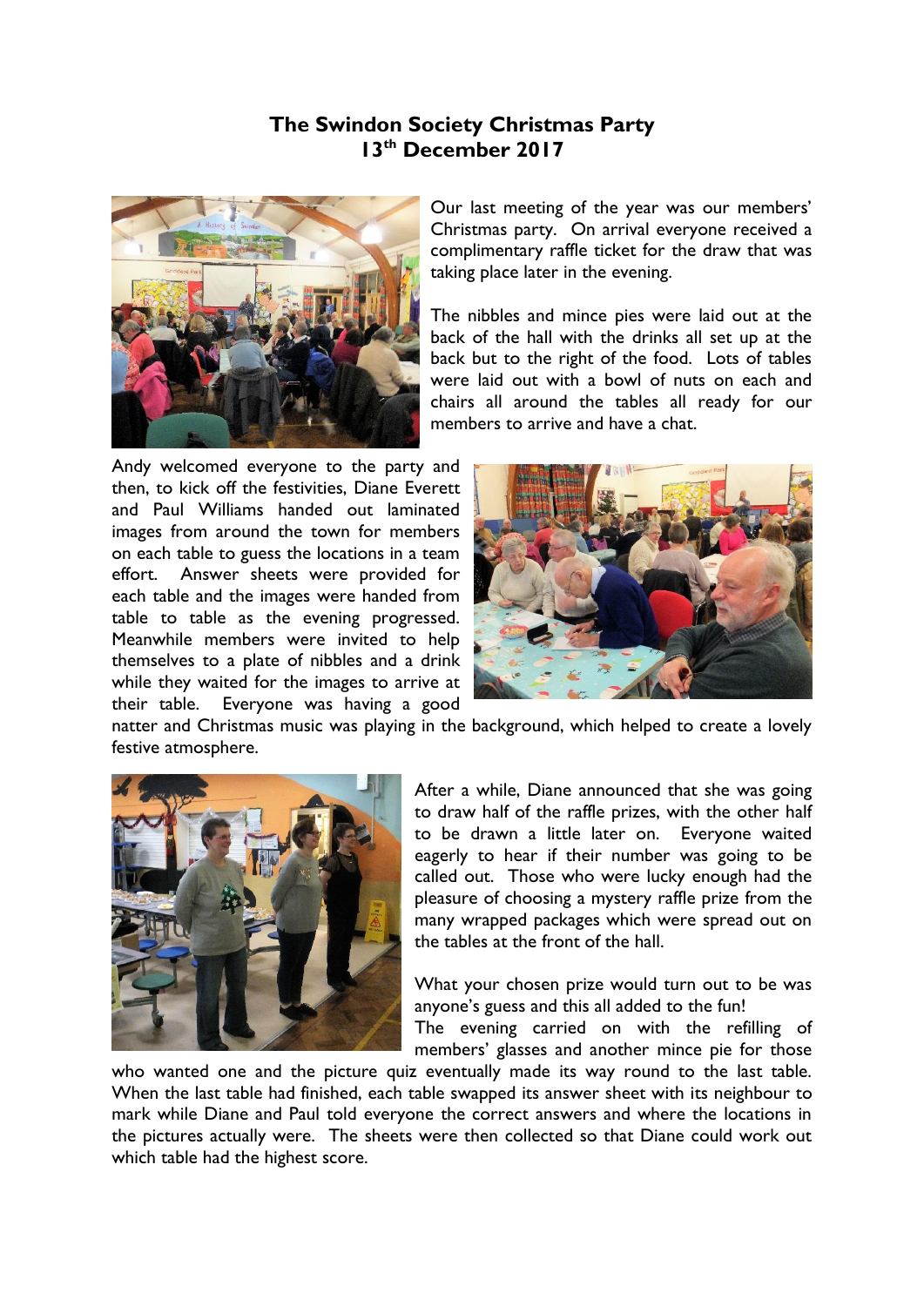# The Swindon Society Christmas Party
## 13th December 2017

Our last meeting of the year was our members' Christmas party. On arrival everyone received a complimentary raffle ticket for the draw that was taking place later in the evening.

The nibbles and mince pies were laid out at the back of the hall with the drinks all set up at the back but to the right of the food. Lots of tables were laid out with a bowl of nuts on each and chairs all around the tables all ready for our members to arrive and have a chat.

Andy welcomed everyone to the party and then, to kick off the festivities, Diane Everett and Paul Williams handed out laminated images from around the town for members on each table to guess the locations in a team effort. Answer sheets were provided for each table and the images were handed from table to table as the evening progressed. Meanwhile members were invited to help themselves to a plate of nibbles and a drink while they waited for the images to arrive at their table. Everyone was having a good natter and Christmas music was playing in the background, which helped to create a lovely festive atmosphere.

After a while, Diane announced that she was going to draw half of the raffle prizes, with the other half to be drawn a little later on. Everyone waited eagerly to hear if their number was going to be called out. Those who were lucky enough had the pleasure of choosing a mystery raffle prize from the many wrapped packages which were spread out on the tables at the front of the hall.

What your chosen prize would turn out to be was anyone's guess and this all added to the fun!

The evening carried on with the refilling of members' glasses and another mince pie for those who wanted one and the picture quiz eventually made its way round to the last table. When the last table had finished, each table swapped its answer sheet with its neighbour to mark while Diane and Paul told everyone the correct answers and where the locations in the pictures actually were. The sheets were then collected so that Diane could work out which table had the highest score.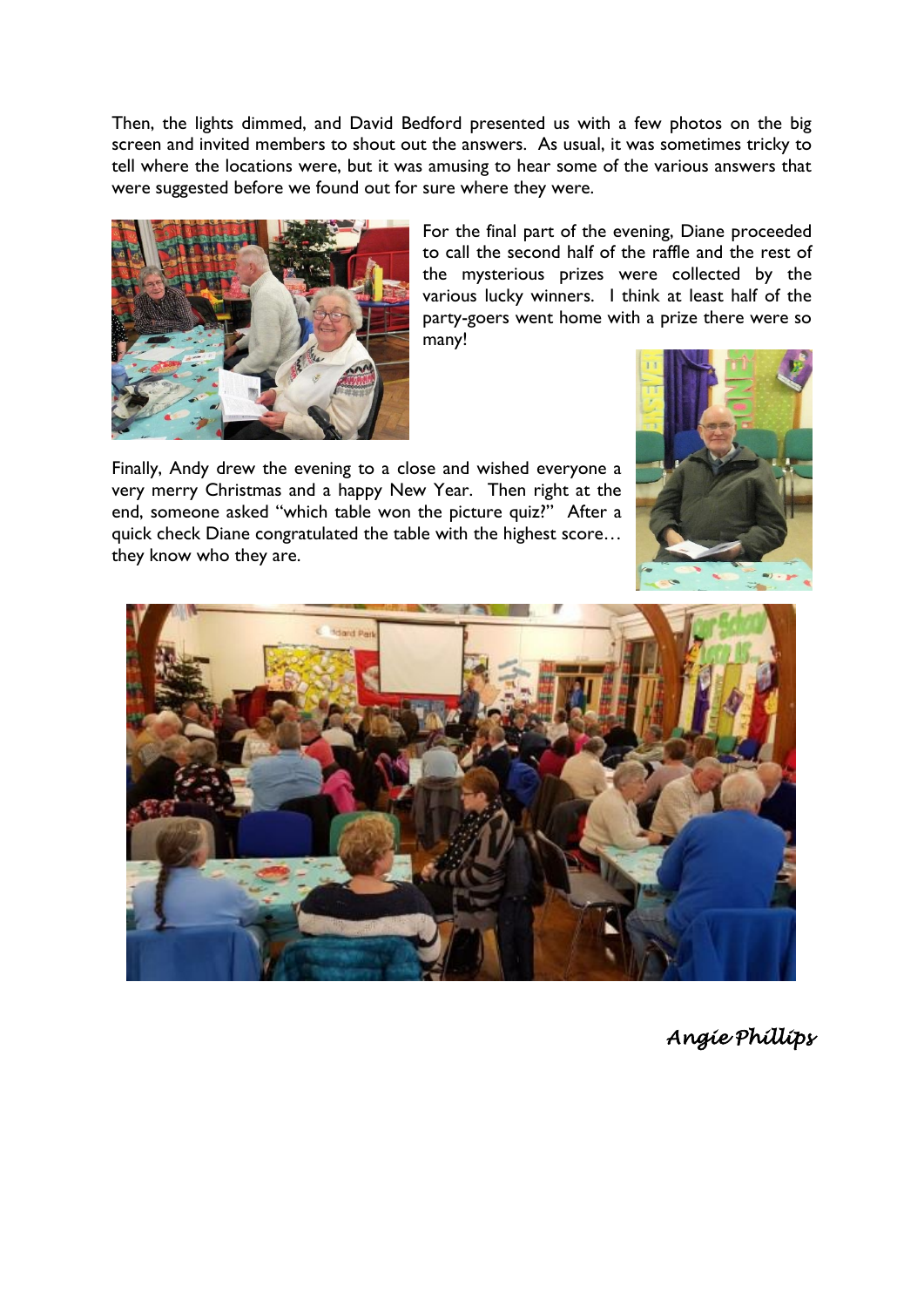Then, the lights dimmed, and David Bedford presented us with a few photos on the big screen and invited members to shout out the answers. As usual, it was sometimes tricky to tell where the locations were, but it was amusing to hear some of the various answers that were suggested before we found out for sure where they were.

For the final part of the evening, Diane proceeded to call the second half of the raffle and the rest of the mysterious prizes were collected by the various lucky winners. I think at least half of the party-goers went home with a prize there were so many!

Finally, Andy drew the evening to a close and wished everyone a very merry Christmas and a happy New Year. Then right at the end, someone asked "which table won the picture quiz?" After a quick check Diane congratulated the table with the highest score… they know who they are.

*Angie Phillips*